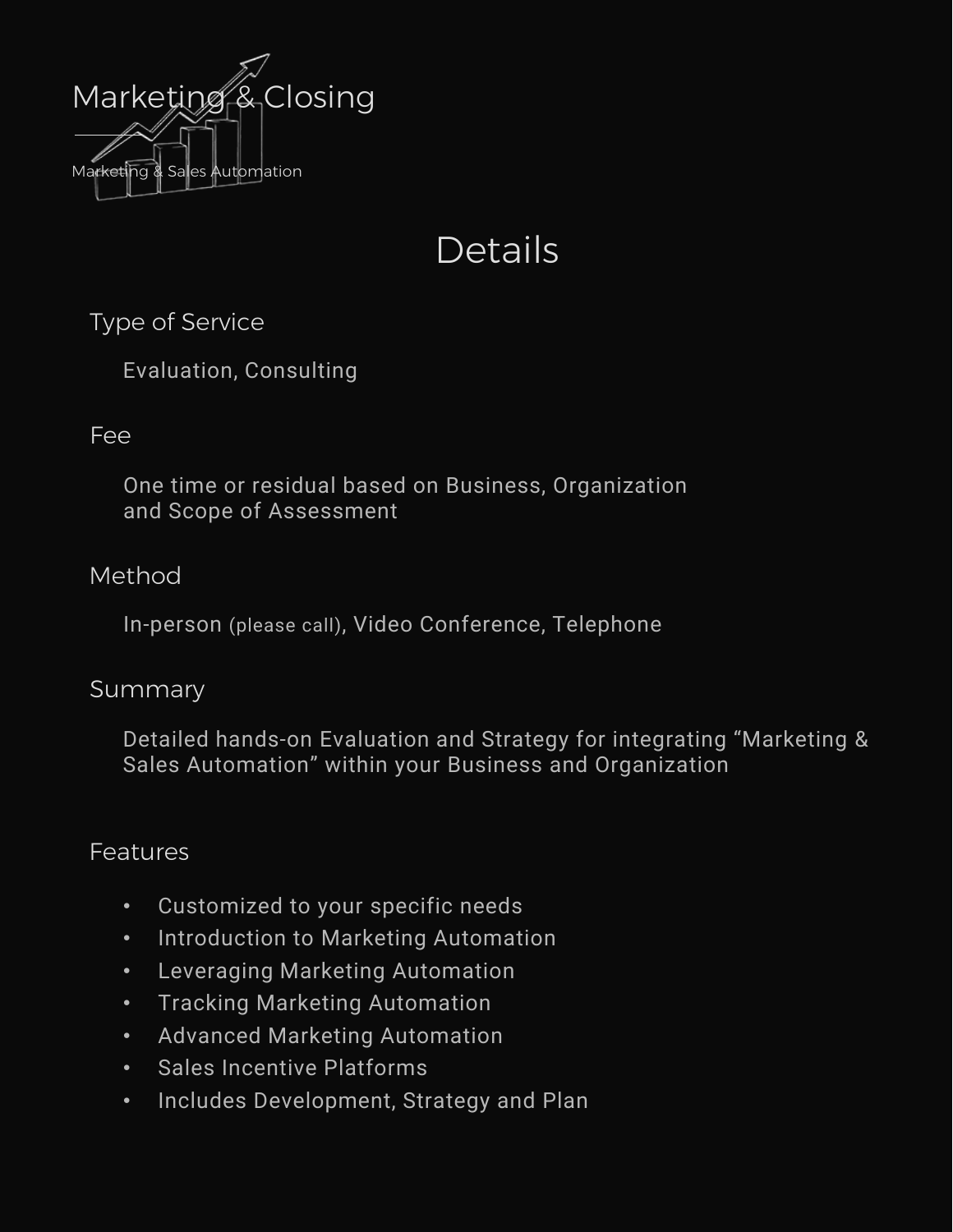# Marketing & Closing

Marketing & Sales Automation

## Details

### Type of Service

Evaluation, Consulting

### Fee

One time or residual based on Business, Organization and Scope of Assessment

### Method

In-person (please call), Video Conference, Telephone

### Summary

Detailed hands-on Evaluation and Strategy for integrating “Marketing & Sales Automation” within your Business and Organization

### Features

- Customized to your specific needs
- Introduction to Marketing Automation
- Leveraging Marketing Automation
- Tracking Marketing Automation
- Advanced Marketing Automation
- Sales Incentive Platforms
- Includes Development, Strategy and Plan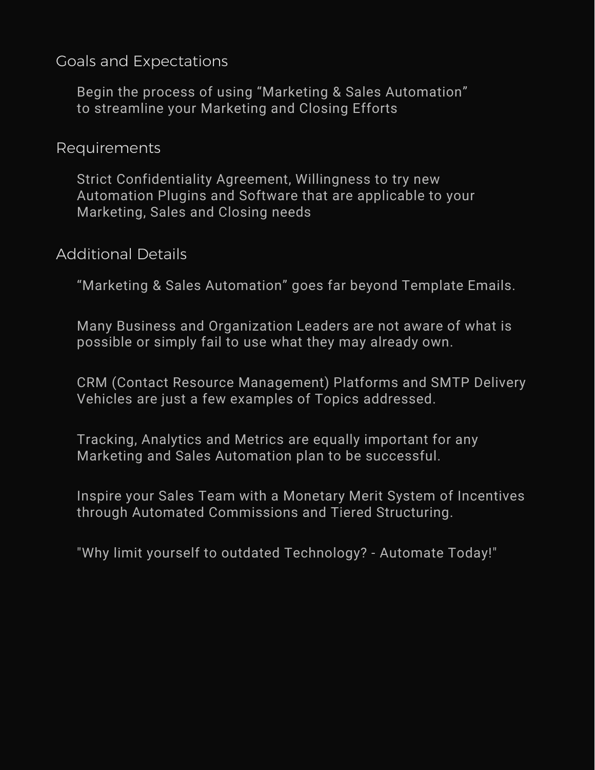## Goals and Expectations

Begin the process of using “Marketing & Sales Automation” to streamline your Marketing and Closing Efforts

## Requirements

Strict Confidentiality Agreement, Willingness to try new Automation Plugins and Software that are applicable to your Marketing, Sales and Closing needs

## Additional Details

“Marketing & Sales Automation” goes far beyond Template Emails.

Many Business and Organization Leaders are not aware of what is possible or simply fail to use what they may already own.

CRM (Contact Resource Management) Platforms and SMTP Delivery Vehicles are just a few examples of Topics addressed.

Tracking, Analytics and Metrics are equally important for any Marketing and Sales Automation plan to be successful.

Inspire your Sales Team with a Monetary Merit System of Incentives through Automated Commissions and Tiered Structuring.

"Why limit yourself to outdated Technology? - Automate Today!"